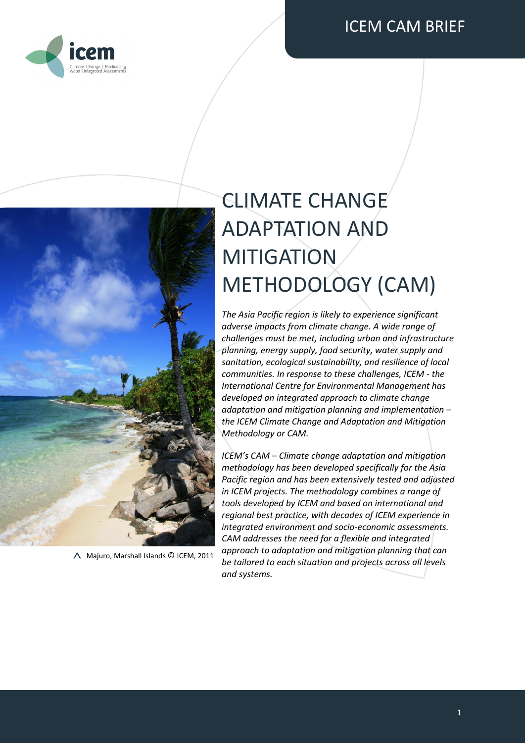# CLIMATE CHANGE ADAPTATION AND MITIGATION METHODOLOGY (CAM)

Majuro, Marshall Islands © ICEM, 2011

*The Asia Pacific region is likely to experience significant adverse impacts from climate change. A wide range of challenges must be met, including urban and infrastructure planning, energy supply, food security, water supply and sanitation, ecological sustainability, and resilience of local communities. In response to these challenges, ICEM - the International Centre for Environmental Management has developed an integrated approach to climate change adaptation and mitigation planning and implementation – the ICEM Climate Change and Adaptation and Mitigation Methodology or CAM.*

*ICEM's CAM – Climate change adaptation and mitigation methodology has been developed specifically for the Asia Pacific region and has been extensively tested and adjusted in ICEM projects. The methodology combines a range of tools developed by ICEM and based on international and regional best practice, with decades of ICEM experience in integrated environment and socio-economic assessments. CAM addresses the need for a flexible and integrated approach to adaptation and mitigation planning that can be tailored to each situation and projects across all levels and systems.*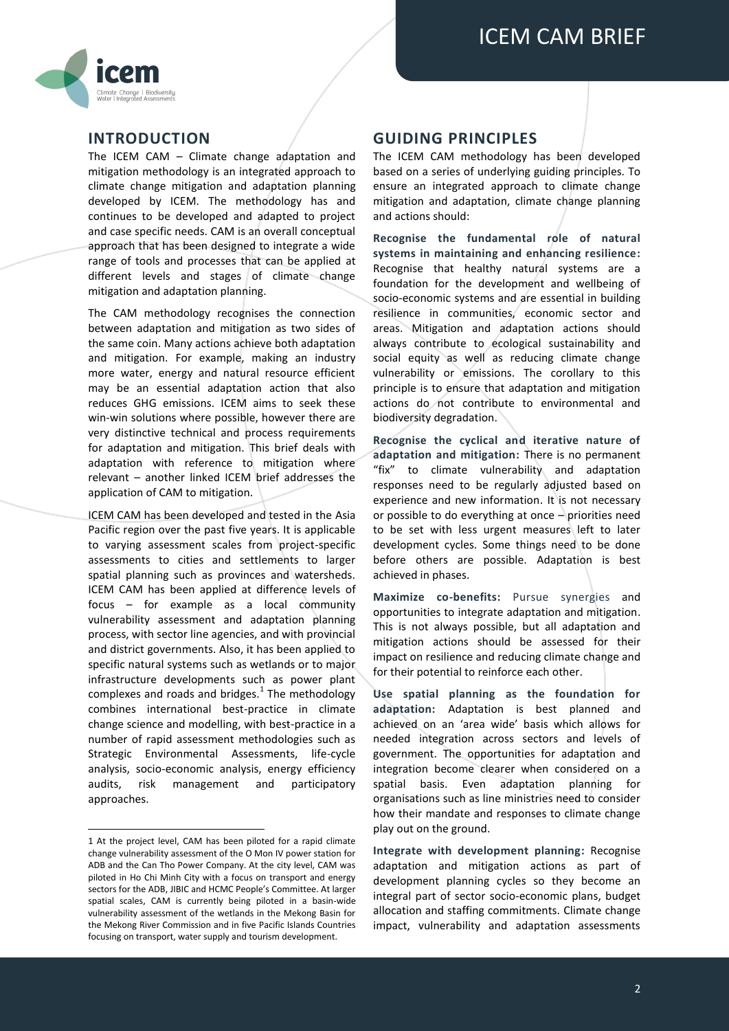## INTRODUCTION

The ICEM CAM – Climate change adaptation and mitigation methodology is an integrated approach to climate change mitigation and adaptation planning developed by ICEM. The methodology has and continues to be developed and adapted to project and case specific needs. CAM is an overall conceptual approach that has been designed to integrate a wide range of tools and processes that can be applied at different levels and stages of climate change mitigation and adaptation planning.

The CAM methodology recognises the connection between adaptation and mitigation as two sides of the same coin. Many actions achieve both adaptation and mitigation. For example, making an industry more water, energy and natural resource efficient may be an essential adaptation action that also reduces GHG emissions. ICEM aims to seek these win-win solutions where possible, however there are very distinctive technical and process requirements for adaptation and mitigation. This brief deals with adaptation with reference to mitigation where relevant – another linked ICEM brief addresses the application of CAM to mitigation.

ICEM CAM has been developed and tested in the Asia Pacific region over the past five years. It is applicable to varying assessment scales from project-specific assessments to cities and settlements to larger spatial planning such as provinces and watersheds. ICEM CAM has been applied at difference levels of focus – for example as a local community vulnerability assessment and adaptation planning process, with sector line agencies, and with provincial and district governments. Also, it has been applied to specific natural systems such as wetlands or to major infrastructure developments such as power plant complexes and roads and bridges.[1] The methodology combines international best-practice in climate change science and modelling, with best-practice in a number of rapid assessment methodologies such as Strategic Environmental Assessments, life-cycle analysis, socio-economic analysis, energy efficiency audits, risk management and participatory approaches.

[1] At the project level, CAM has been piloted for a rapid climate change vulnerability assessment of the O Mon IV power station for ADB and the Can Tho Power Company. At the city level, CAM was piloted in Ho Chi Minh City with a focus on transport and energy sectors for the ADB, JIBIC and HCMC People's Committee. At larger spatial scales, CAM is currently being piloted in a basin-wide vulnerability assessment of the wetlands in the Mekong Basin for the Mekong River Commission and in five Pacific Islands Countries focusing on transport, water supply and tourism development.

## GUIDING PRINCIPLES

The ICEM CAM methodology has been developed based on a series of underlying guiding principles. To ensure an integrated approach to climate change mitigation and adaptation, climate change planning and actions should:

**Recognise the fundamental role of natural systems in maintaining and enhancing resilience:** Recognise that healthy natural systems are a foundation for the development and wellbeing of socio-economic systems and are essential in building resilience in communities, economic sector and areas. Mitigation and adaptation actions should always contribute to ecological sustainability and social equity as well as reducing climate change vulnerability or emissions. The corollary to this principle is to ensure that adaptation and mitigation actions do not contribute to environmental and biodiversity degradation.

**Recognise the cyclical and iterative nature of adaptation and mitigation:** There is no permanent "fix" to climate vulnerability and adaptation responses need to be regularly adjusted based on experience and new information. It is not necessary or possible to do everything at once – priorities need to be set with less urgent measures left to later development cycles. Some things need to be done before others are possible. Adaptation is best achieved in phases.

**Maximize co-benefits:** Pursue synergies and opportunities to integrate adaptation and mitigation. This is not always possible, but all adaptation and mitigation actions should be assessed for their impact on resilience and reducing climate change and for their potential to reinforce each other.

**Use spatial planning as the foundation for adaptation:** Adaptation is best planned and achieved on an 'area wide' basis which allows for needed integration across sectors and levels of government. The opportunities for adaptation and integration become clearer when considered on a spatial basis. Even adaptation planning for organisations such as line ministries need to consider how their mandate and responses to climate change play out on the ground.

**Integrate with development planning:** Recognise adaptation and mitigation actions as part of development planning cycles so they become an integral part of sector socio-economic plans, budget allocation and staffing commitments. Climate change impact, vulnerability and adaptation assessments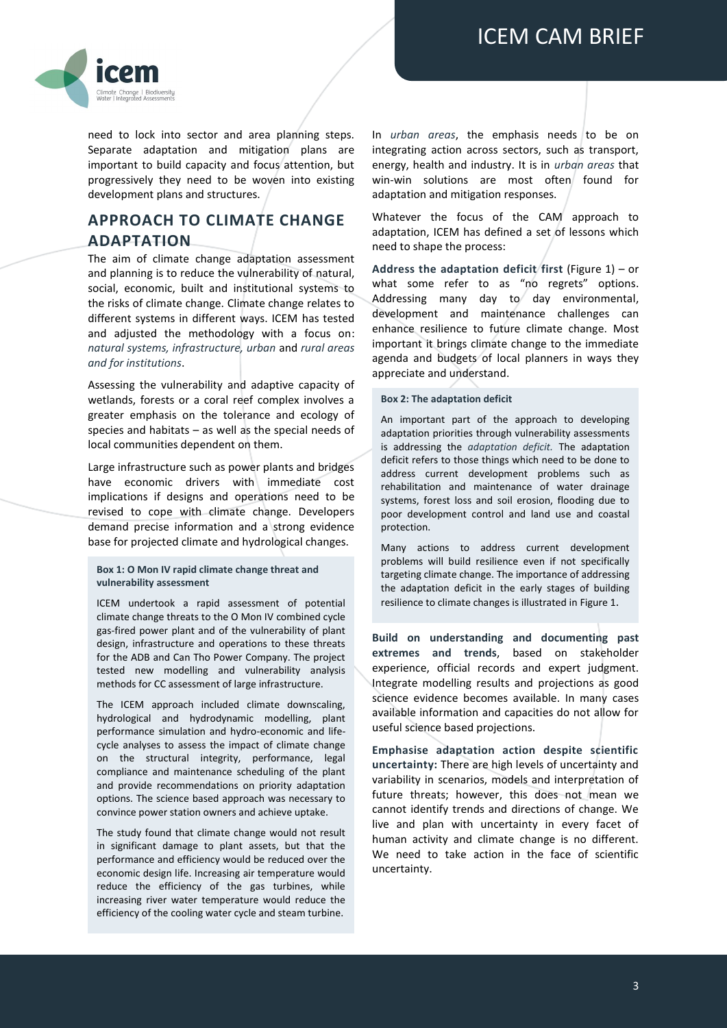need to lock into sector and area planning steps. Separate adaptation and mitigation plans are important to build capacity and focus attention, but progressively they need to be woven into existing development plans and structures.

## APPROACH TO CLIMATE CHANGE ADAPTATION

The aim of climate change adaptation assessment and planning is to reduce the vulnerability of natural, social, economic, built and institutional systems to the risks of climate change. Climate change relates to different systems in different ways. ICEM has tested and adjusted the methodology with a focus on: *natural systems, infrastructure, urban* and *rural areas and for institutions*.

Assessing the vulnerability and adaptive capacity of wetlands, forests or a coral reef complex involves a greater emphasis on the tolerance and ecology of species and habitats – as well as the special needs of local communities dependent on them.

Large infrastructure such as power plants and bridges have economic drivers with immediate cost implications if designs and operations need to be revised to cope with climate change. Developers demand precise information and a strong evidence base for projected climate and hydrological changes.

**Box 1: O Mon IV rapid climate change threat and vulnerability assessment**

ICEM undertook a rapid assessment of potential climate change threats to the O Mon IV combined cycle gas-fired power plant and of the vulnerability of plant design, infrastructure and operations to these threats for the ADB and Can Tho Power Company. The project tested new modelling and vulnerability analysis methods for CC assessment of large infrastructure.

The ICEM approach included climate downscaling, hydrological and hydrodynamic modelling, plant performance simulation and hydro-economic and life-cycle analyses to assess the impact of climate change on the structural integrity, performance, legal compliance and maintenance scheduling of the plant and provide recommendations on priority adaptation options. The science based approach was necessary to convince power station owners and achieve uptake.

The study found that climate change would not result in significant damage to plant assets, but that the performance and efficiency would be reduced over the economic design life. Increasing air temperature would reduce the efficiency of the gas turbines, while increasing river water temperature would reduce the efficiency of the cooling water cycle and steam turbine.

In *urban areas*, the emphasis needs to be on integrating action across sectors, such as transport, energy, health and industry. It is in *urban areas* that win-win solutions are most often found for adaptation and mitigation responses.

Whatever the focus of the CAM approach to adaptation, ICEM has defined a set of lessons which need to shape the process:

**Address the adaptation deficit first** (Figure 1) – or what some refer to as "no regrets" options. Addressing many day to day environmental, development and maintenance challenges can enhance resilience to future climate change. Most important it brings climate change to the immediate agenda and budgets of local planners in ways they appreciate and understand.

**Box 2: The adaptation deficit**

An important part of the approach to developing adaptation priorities through vulnerability assessments is addressing the *adaptation deficit*. The adaptation deficit refers to those things which need to be done to address current development problems such as rehabilitation and maintenance of water drainage systems, forest loss and soil erosion, flooding due to poor development control and land use and coastal protection.

Many actions to address current development problems will build resilience even if not specifically targeting climate change. The importance of addressing the adaptation deficit in the early stages of building resilience to climate changes is illustrated in Figure 1.

**Build on understanding and documenting past extremes and trends**, based on stakeholder experience, official records and expert judgment. Integrate modelling results and projections as good science evidence becomes available. In many cases available information and capacities do not allow for useful science based projections.

**Emphasise adaptation action despite scientific uncertainty:** There are high levels of uncertainty and variability in scenarios, models and interpretation of future threats; however, this does not mean we cannot identify trends and directions of change. We live and plan with uncertainty in every facet of human activity and climate change is no different. We need to take action in the face of scientific uncertainty.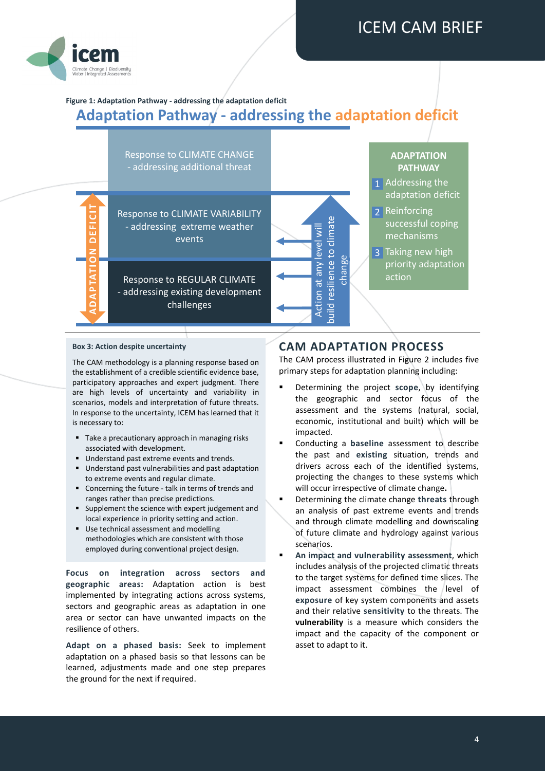Figure 1: Adaptation Pathway - addressing the adaptation deficit

## Adaptation Pathway - addressing the adaptation deficit

Response to CLIMATE CHANGE - addressing additional threat

Response to CLIMATE VARIABILITY - addressing extreme weather events

Response to REGULAR CLIMATE - addressing existing development challenges

ADAPTATION DEFICIT

Action at any level will build resilience to climate change

**ADAPTATION PATHWAY**

1. Addressing the adaptation deficit
2. Reinforcing successful coping mechanisms
3. Taking new high priority adaptation action

**Box 3: Action despite uncertainty**

The CAM methodology is a planning response based on the establishment of a credible scientific evidence base, participatory approaches and expert judgment. There are high levels of uncertainty and variability in scenarios, models and interpretation of future threats. In response to the uncertainty, ICEM has learned that it is necessary to:

- Take a precautionary approach in managing risks associated with development.
- Understand past extreme events and trends.
- Understand past vulnerabilities and past adaptation to extreme events and regular climate.
- Concerning the future - talk in terms of trends and ranges rather than precise predictions.
- Supplement the science with expert judgement and local experience in priority setting and action.
- Use technical assessment and modelling methodologies which are consistent with those employed during conventional project design.

**Focus on integration across sectors and geographic areas:** Adaptation action is best implemented by integrating actions across systems, sectors and geographic areas as adaptation in one area or sector can have unwanted impacts on the resilience of others.

**Adapt on a phased basis:** Seek to implement adaptation on a phased basis so that lessons can be learned, adjustments made and one step prepares the ground for the next if required.

## CAM ADAPTATION PROCESS

The CAM process illustrated in Figure 2 includes five primary steps for adaptation planning including:

- Determining the project **scope**, by identifying the geographic and sector focus of the assessment and the systems (natural, social, economic, institutional and built) which will be impacted.
- Conducting a **baseline** assessment to describe the past and **existing** situation, trends and drivers across each of the identified systems, projecting the changes to these systems which will occur irrespective of climate change**.**
- Determining the climate change **threats** through an analysis of past extreme events and trends and through climate modelling and downscaling of future climate and hydrology against various scenarios.
- **An impact and vulnerability assessment**, which includes analysis of the projected climatic threats to the target systems for defined time slices. The impact assessment combines the level of **exposure** of key system components and assets and their relative **sensitivity** to the threats. The **vulnerability** is a measure which considers the impact and the capacity of the component or asset to adapt to it.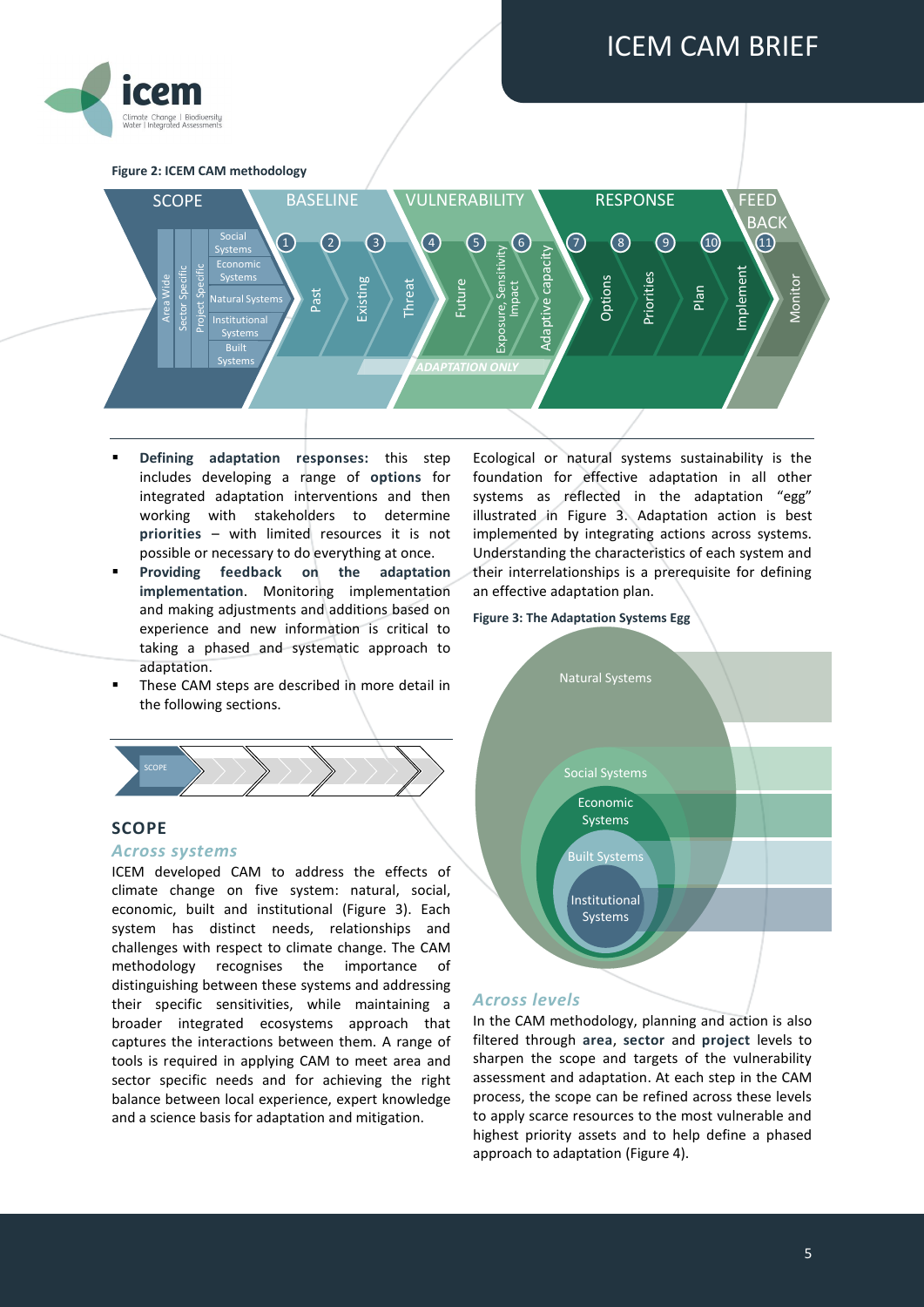**Figure 2: ICEM CAM methodology**

- **Defining adaptation responses:** this step includes developing a range of **options** for integrated adaptation interventions and then working with stakeholders to determine **priorities** – with limited resources it is not possible or necessary to do everything at once.
- **Providing feedback on the adaptation implementation**. Monitoring implementation and making adjustments and additions based on experience and new information is critical to taking a phased and systematic approach to adaptation.
- These CAM steps are described in more detail in the following sections.

## SCOPE

### *Across systems*

ICEM developed CAM to address the effects of climate change on five system: natural, social, economic, built and institutional (Figure 3). Each system has distinct needs, relationships and challenges with respect to climate change. The CAM methodology recognises the importance of distinguishing between these systems and addressing their specific sensitivities, while maintaining a broader integrated ecosystems approach that captures the interactions between them. A range of tools is required in applying CAM to meet area and sector specific needs and for achieving the right balance between local experience, expert knowledge and a science basis for adaptation and mitigation.

Ecological or natural systems sustainability is the foundation for effective adaptation in all other systems as reflected in the adaptation "egg" illustrated in Figure 3. Adaptation action is best implemented by integrating actions across systems. Understanding the characteristics of each system and their interrelationships is a prerequisite for defining an effective adaptation plan.

**Figure 3: The Adaptation Systems Egg**

### *Across levels*

In the CAM methodology, planning and action is also filtered through **area**, **sector** and **project** levels to sharpen the scope and targets of the vulnerability assessment and adaptation. At each step in the CAM process, the scope can be refined across these levels to apply scarce resources to the most vulnerable and highest priority assets and to help define a phased approach to adaptation (Figure 4).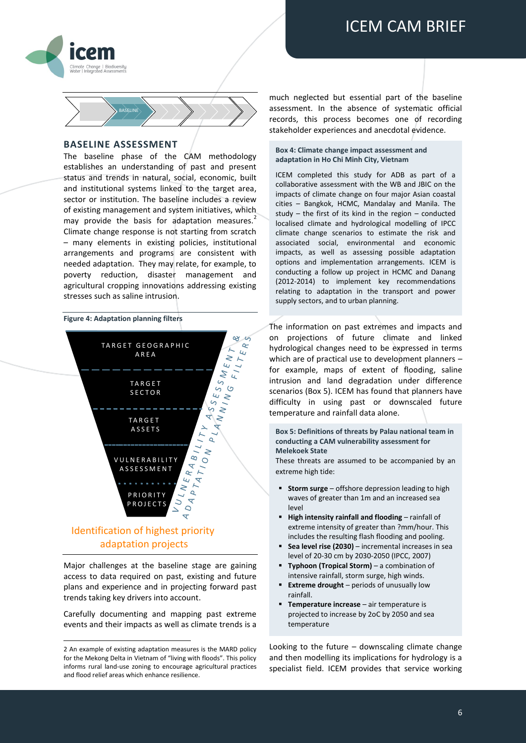## BASELINE ASSESSMENT

The baseline phase of the CAM methodology establishes an understanding of past and present status and trends in natural, social, economic, built and institutional systems linked to the target area, sector or institution. The baseline includes a review of existing management and system initiatives, which may provide the basis for adaptation measures.[2] Climate change response is not starting from scratch – many elements in existing policies, institutional arrangements and programs are consistent with needed adaptation. They may relate, for example, to poverty reduction, disaster management and agricultural cropping innovations addressing existing stresses such as saline intrusion.

**Figure 4: Adaptation planning filters**

TARGET GEOGRAPHIC AREA

TARGET SECTOR

TARGET ASSETS

VULNERABILITY ASSESSMENT

PRIORITY PROJECTS

VULNERABILITY ASSESSMENT & ADAPTATION PLANNING FILTERS

Identification of highest priority adaptation projects

Major challenges at the baseline stage are gaining access to data required on past, existing and future plans and experience and in projecting forward past trends taking key drivers into account.

Carefully documenting and mapping past extreme events and their impacts as well as climate trends is a much neglected but essential part of the baseline assessment. In the absence of systematic official records, this process becomes one of recording stakeholder experiences and anecdotal evidence.

**Box 4: Climate change impact assessment and adaptation in Ho Chi Minh City, Vietnam**

ICEM completed this study for ADB as part of a collaborative assessment with the WB and JBIC on the impacts of climate change on four major Asian coastal cities – Bangkok, HCMC, Mandalay and Manila. The study – the first of its kind in the region – conducted localised climate and hydrological modelling of IPCC climate change scenarios to estimate the risk and associated social, environmental and economic impacts, as well as assessing possible adaptation options and implementation arrangements. ICEM is conducting a follow up project in HCMC and Danang (2012-2014) to implement key recommendations relating to adaptation in the transport and power supply sectors, and to urban planning.

The information on past extremes and impacts and on projections of future climate and linked hydrological changes need to be expressed in terms which are of practical use to development planners – for example, maps of extent of flooding, saline intrusion and land degradation under difference scenarios (Box 5). ICEM has found that planners have difficulty in using past or downscaled future temperature and rainfall data alone.

**Box 5: Definitions of threats by Palau national team in conducting a CAM vulnerability assessment for Melekoek State**

These threats are assumed to be accompanied by an extreme high tide:

- **Storm surge** – offshore depression leading to high waves of greater than 1m and an increased sea level
- **High intensity rainfall and flooding** – rainfall of extreme intensity of greater than ?mm/hour. This includes the resulting flash flooding and pooling.
- **Sea level rise (2030)** – incremental increases in sea level of 20-30 cm by 2030-2050 (IPCC, 2007)
- **Typhoon (Tropical Storm)** – a combination of intensive rainfall, storm surge, high winds.
- **Extreme drought** – periods of unusually low rainfall.
- **Temperature increase** – air temperature is projected to increase by 2oC by 2050 and sea temperature

Looking to the future – downscaling climate change and then modelling its implications for hydrology is a specialist field. ICEM provides that service working

---

2 An example of existing adaptation measures is the MARD policy for the Mekong Delta in Vietnam of "living with floods". This policy informs rural land-use zoning to encourage agricultural practices and flood relief areas which enhance resilience.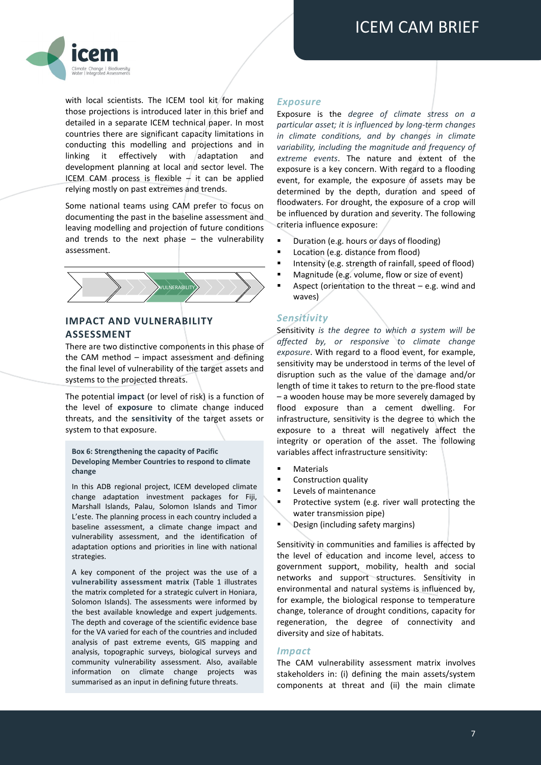with local scientists. The ICEM tool kit for making those projections is introduced later in this brief and detailed in a separate ICEM technical paper. In most countries there are significant capacity limitations in conducting this modelling and projections and in linking it effectively with adaptation and development planning at local and sector level. The ICEM CAM process is flexible – it can be applied relying mostly on past extremes and trends.

Some national teams using CAM prefer to focus on documenting the past in the baseline assessment and leaving modelling and projection of future conditions and trends to the next phase – the vulnerability assessment.

VULNERABILITY

## IMPACT AND VULNERABILITY ASSESSMENT

There are two distinctive components in this phase of the CAM method – impact assessment and defining the final level of vulnerability of the target assets and systems to the projected threats.

The potential **impact** (or level of risk) is a function of the level of **exposure** to climate change induced threats, and the **sensitivity** of the target assets or system to that exposure.

> **Box 6: Strengthening the capacity of Pacific Developing Member Countries to respond to climate change**
>
> In this ADB regional project, ICEM developed climate change adaptation investment packages for Fiji, Marshall Islands, Palau, Solomon Islands and Timor L'este. The planning process in each country included a baseline assessment, a climate change impact and vulnerability assessment, and the identification of adaptation options and priorities in line with national strategies.
>
> A key component of the project was the use of a **vulnerability assessment matrix** (Table 1 illustrates the matrix completed for a strategic culvert in Honiara, Solomon Islands). The assessments were informed by the best available knowledge and expert judgements. The depth and coverage of the scientific evidence base for the VA varied for each of the countries and included analysis of past extreme events, GIS mapping and analysis, topographic surveys, biological surveys and community vulnerability assessment. Also, available information on climate change projects was summarised as an input in defining future threats.

### *Exposure*

Exposure is the *degree of climate stress on a particular asset; it is influenced by long-term changes in climate conditions, and by changes in climate variability, including the magnitude and frequency of extreme events*. The nature and extent of the exposure is a key concern. With regard to a flooding event, for example, the exposure of assets may be determined by the depth, duration and speed of floodwaters. For drought, the exposure of a crop will be influenced by duration and severity. The following criteria influence exposure:

- Duration (e.g. hours or days of flooding)
- Location (e.g. distance from flood)
- Intensity (e.g. strength of rainfall, speed of flood)
- Magnitude (e.g. volume, flow or size of event)
- Aspect (orientation to the threat – e.g. wind and waves)

### *Sensitivity*

Sensitivity *is the degree to which a system will be affected by, or responsive to climate change exposure*. With regard to a flood event, for example, sensitivity may be understood in terms of the level of disruption such as the value of the damage and/or length of time it takes to return to the pre-flood state – a wooden house may be more severely damaged by flood exposure than a cement dwelling. For infrastructure, sensitivity is the degree to which the exposure to a threat will negatively affect the integrity or operation of the asset. The following variables affect infrastructure sensitivity:

- Materials
- Construction quality
- Levels of maintenance
- Protective system (e.g. river wall protecting the water transmission pipe)
- Design (including safety margins)

Sensitivity in communities and families is affected by the level of education and income level, access to government support, mobility, health and social networks and support structures. Sensitivity in environmental and natural systems is influenced by, for example, the biological response to temperature change, tolerance of drought conditions, capacity for regeneration, the degree of connectivity and diversity and size of habitats.

### *Impact*

The CAM vulnerability assessment matrix involves stakeholders in: (i) defining the main assets/system components at threat and (ii) the main climate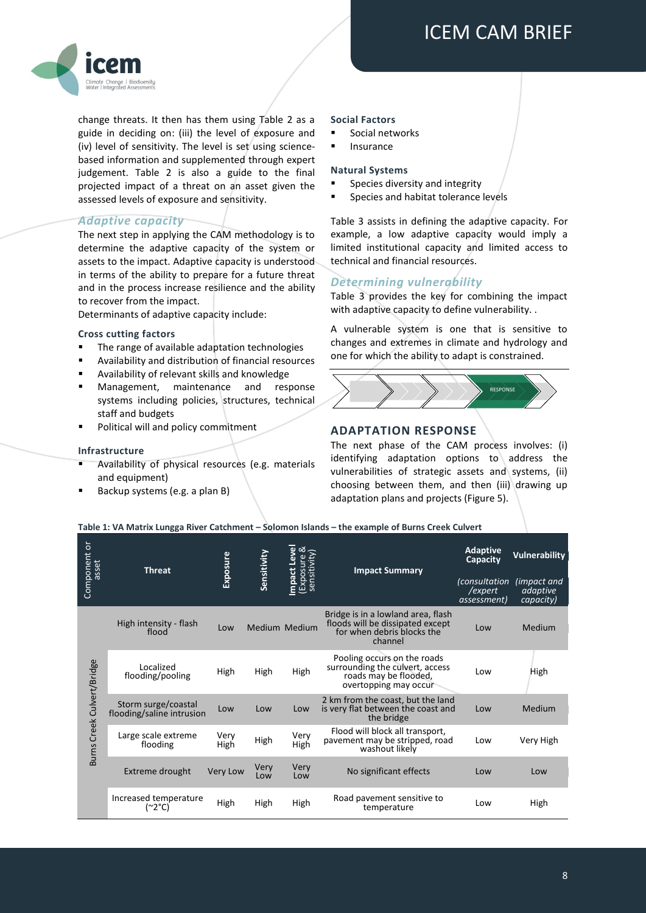change threats. It then has them using Table 2 as a guide in deciding on: (iii) the level of exposure and (iv) level of sensitivity. The level is set using science-based information and supplemented through expert judgement. Table 2 is also a guide to the final projected impact of a threat on an asset given the assessed levels of exposure and sensitivity.

### *Adaptive capacity*

The next step in applying the CAM methodology is to determine the adaptive capacity of the system or assets to the impact. Adaptive capacity is understood in terms of the ability to prepare for a future threat and in the process increase resilience and the ability to recover from the impact.

Determinants of adaptive capacity include:

**Cross cutting factors**

- The range of available adaptation technologies
- Availability and distribution of financial resources
- Availability of relevant skills and knowledge
- Management, maintenance and response systems including policies, structures, technical staff and budgets
- Political will and policy commitment

**Infrastructure**

- Availability of physical resources (e.g. materials and equipment)
- Backup systems (e.g. a plan B)

**Social Factors**

- Social networks
- Insurance

**Natural Systems**

- Species diversity and integrity
- Species and habitat tolerance levels

Table 3 assists in defining the adaptive capacity. For example, a low adaptive capacity would imply a limited institutional capacity and limited access to technical and financial resources.

### *Determining vulnerability*

Table 3 provides the key for combining the impact with adaptive capacity to define vulnerability. .

A vulnerable system is one that is sensitive to changes and extremes in climate and hydrology and one for which the ability to adapt is constrained.

RESPONSE

## ADAPTATION RESPONSE

The next phase of the CAM process involves: (i) identifying adaptation options to address the vulnerabilities of strategic assets and systems, (ii) choosing between them, and then (iii) drawing up adaptation plans and projects (Figure 5).

**Table 1: VA Matrix Lungga River Catchment – Solomon Islands – the example of Burns Creek Culvert**

| Component or asset | Threat | Exposure | Sensitivity | Impact Level (Exposure & sensitivity) | Impact Summary | Adaptive Capacity *(consultation /expert assessment)* | Vulnerability *(impact and adaptive capacity)* |
|---|---|---|---|---|---|---|---|
| Burns Creek Culvert/Bridge | High intensity - flash flood | Low | Medium | Medium | Bridge is in a lowland area, flash floods will be dissipated except for when debris blocks the channel | Low | Medium |
| | Localized flooding/pooling | High | High | High | Pooling occurs on the roads surrounding the culvert, access roads may be flooded, overtopping may occur | Low | High |
| | Storm surge/coastal flooding/saline intrusion | Low | Low | Low | 2 km from the coast, but the land is very flat between the coast and the bridge | Low | Medium |
| | Large scale extreme flooding | Very High | High | Very High | Flood will block all transport, pavement may be stripped, road washout likely | Low | Very High |
| | Extreme drought | Very Low | Very Low | Very Low | No significant effects | Low | Low |
| | Increased temperature (~2°C) | High | High | High | Road pavement sensitive to temperature | Low | High |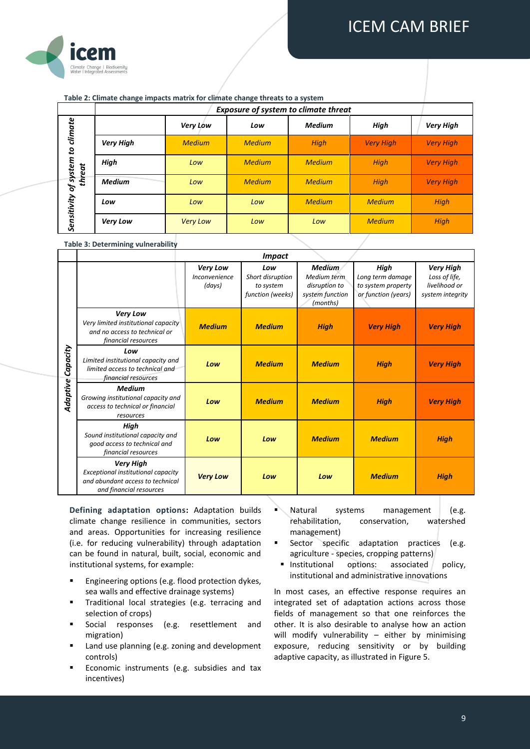**Table 2: Climate change impacts matrix for climate change threats to a system**

| *Sensitivity of system to climate threat* | *Exposure of system to climate threat* | | | | |
|---|---|---|---|---|---|
| | ***Very Low*** | ***Low*** | ***Medium*** | ***High*** | ***Very High*** |
| ***Very High*** | *Medium* | *Medium* | *High* | *Very High* | *Very High* |
| ***High*** | *Low* | *Medium* | *Medium* | *High* | *Very High* |
| ***Medium*** | *Low* | *Medium* | *Medium* | *High* | *Very High* |
| ***Low*** | *Low* | *Low* | *Medium* | *Medium* | *High* |
| ***Very Low*** | *Very Low* | *Low* | *Low* | *Medium* | *High* |

**Table 3: Determining vulnerability**

| *Adaptive Capacity* | *Impact* | | | | |
|---|---|---|---|---|---|
| | ***Very Low*** *Inconvenience (days)* | ***Low*** *Short disruption to system function (weeks)* | ***Medium*** *Medium term disruption to system function (months)* | ***High*** *Long term damage to system property or function (years)* | ***Very High*** *Loss of life, livelihood or system integrity* |
| ***Very Low*** *Very limited institutional capacity and no access to technical or financial resources* | ***Medium*** | ***Medium*** | ***High*** | ***Very High*** | ***Very High*** |
| ***Low*** *Limited institutional capacity and limited access to technical and financial resources* | ***Low*** | ***Medium*** | ***Medium*** | ***High*** | ***Very High*** |
| ***Medium*** *Growing institutional capacity and access to technical or financial resources* | ***Low*** | ***Medium*** | ***Medium*** | ***High*** | ***Very High*** |
| ***High*** *Sound institutional capacity and good access to technical and financial resources* | ***Low*** | ***Low*** | ***Medium*** | ***Medium*** | ***High*** |
| ***Very High*** *Exceptional institutional capacity and abundant access to technical and financial resources* | ***Very Low*** | ***Low*** | ***Low*** | ***Medium*** | ***High*** |

**Defining adaptation options:** Adaptation builds climate change resilience in communities, sectors and areas. Opportunities for increasing resilience (i.e. for reducing vulnerability) through adaptation can be found in natural, built, social, economic and institutional systems, for example:

- Engineering options (e.g. flood protection dykes, sea walls and effective drainage systems)
- Traditional local strategies (e.g. terracing and selection of crops)
- Social responses (e.g. resettlement and migration)
- Land use planning (e.g. zoning and development controls)
- Economic instruments (e.g. subsidies and tax incentives)
- Natural systems management (e.g. rehabilitation, conservation, watershed management)
- Sector specific adaptation practices (e.g. agriculture - species, cropping patterns)
- Institutional options: associated policy, institutional and administrative innovations

In most cases, an effective response requires an integrated set of adaptation actions across those fields of management so that one reinforces the other. It is also desirable to analyse how an action will modify vulnerability – either by minimising exposure, reducing sensitivity or by building adaptive capacity, as illustrated in Figure 5.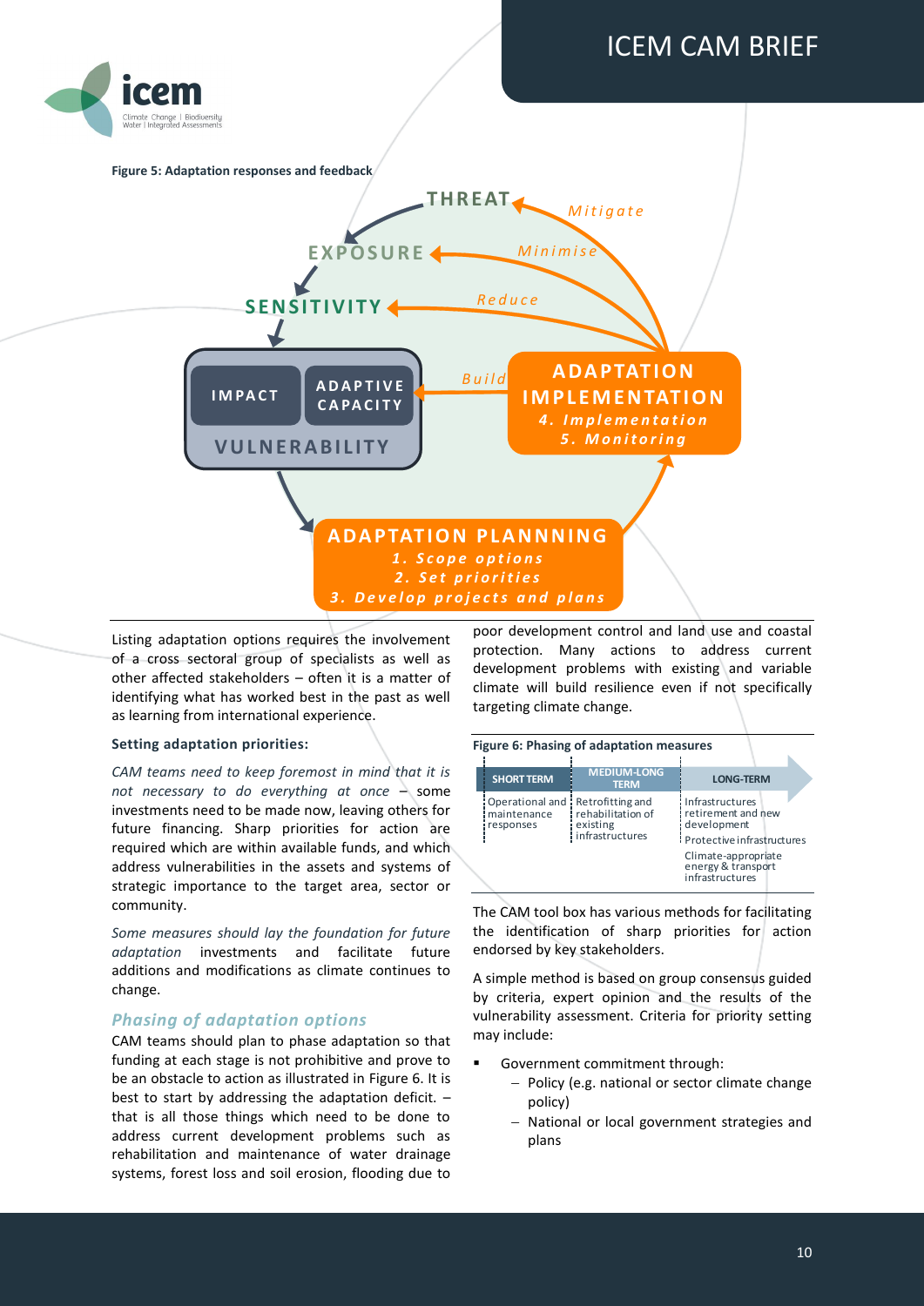**Figure 5: Adaptation responses and feedback**

Listing adaptation options requires the involvement of a cross sectoral group of specialists as well as other affected stakeholders – often it is a matter of identifying what has worked best in the past as well as learning from international experience.

**Setting adaptation priorities:**

*CAM teams need to keep foremost in mind that it is not necessary to do everything at once* – some investments need to be made now, leaving others for future financing. Sharp priorities for action are required which are within available funds, and which address vulnerabilities in the assets and systems of strategic importance to the target area, sector or community.

*Some measures should lay the foundation for future adaptation* investments and facilitate future additions and modifications as climate continues to change.

### *Phasing of adaptation options*

CAM teams should plan to phase adaptation so that funding at each stage is not prohibitive and prove to be an obstacle to action as illustrated in Figure 6. It is best to start by addressing the adaptation deficit. – that is all those things which need to be done to address current development problems such as rehabilitation and maintenance of water drainage systems, forest loss and soil erosion, flooding due to poor development control and land use and coastal protection. Many actions to address current development problems with existing and variable climate will build resilience even if not specifically targeting climate change.

**Figure 6: Phasing of adaptation measures**

| SHORT TERM | MEDIUM-LONG TERM | LONG-TERM |
|---|---|---|
| Operational and maintenance responses | Retrofitting and rehabilitation of existing infrastructures | Infrastructures retirement and new development |
| | | Protective infrastructures |
| | | Climate-appropriate energy & transport infrastructures |

The CAM tool box has various methods for facilitating the identification of sharp priorities for action endorsed by key stakeholders.

A simple method is based on group consensus guided by criteria, expert opinion and the results of the vulnerability assessment. Criteria for priority setting may include:

- Government commitment through:
  - Policy (e.g. national or sector climate change policy)
  - National or local government strategies and plans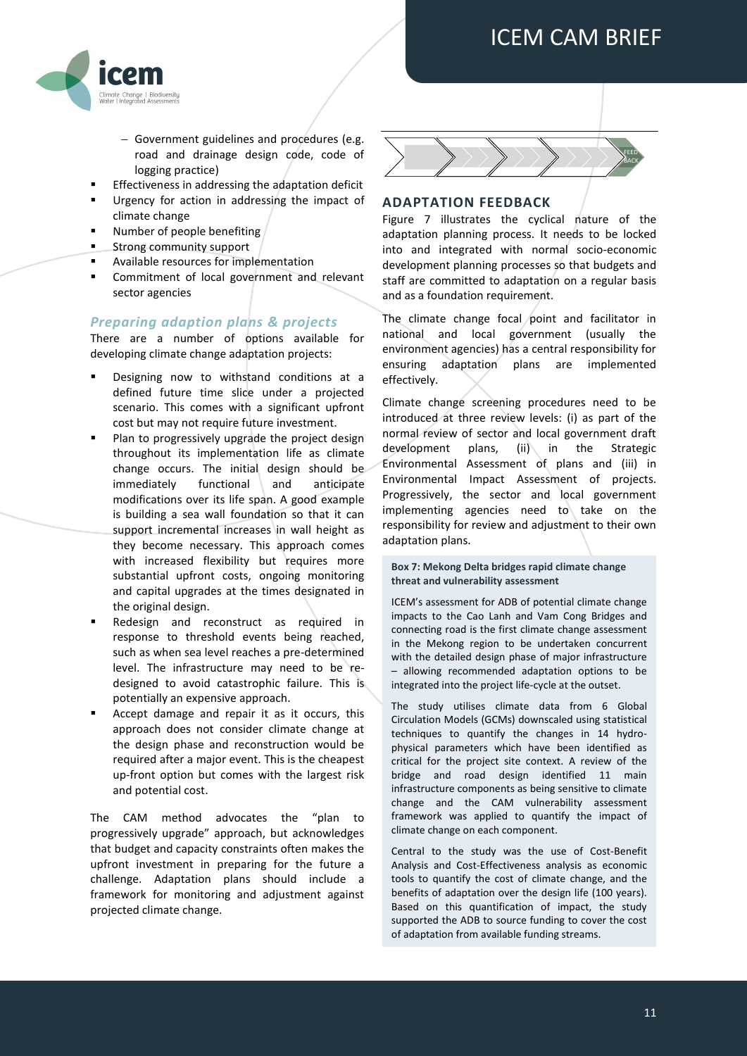- Government guidelines and procedures (e.g. road and drainage design code, code of logging practice)
- Effectiveness in addressing the adaptation deficit
- Urgency for action in addressing the impact of climate change
- Number of people benefiting
- Strong community support
- Available resources for implementation
- Commitment of local government and relevant sector agencies

### *Preparing adaption plans & projects*

There are a number of options available for developing climate change adaptation projects:

- Designing now to withstand conditions at a defined future time slice under a projected scenario. This comes with a significant upfront cost but may not require future investment.
- Plan to progressively upgrade the project design throughout its implementation life as climate change occurs. The initial design should be immediately functional and anticipate modifications over its life span. A good example is building a sea wall foundation so that it can support incremental increases in wall height as they become necessary. This approach comes with increased flexibility but requires more substantial upfront costs, ongoing monitoring and capital upgrades at the times designated in the original design.
- Redesign and reconstruct as required in response to threshold events being reached, such as when sea level reaches a pre-determined level. The infrastructure may need to be re-designed to avoid catastrophic failure. This is potentially an expensive approach.
- Accept damage and repair it as it occurs, this approach does not consider climate change at the design phase and reconstruction would be required after a major event. This is the cheapest up-front option but comes with the largest risk and potential cost.

The CAM method advocates the "plan to progressively upgrade" approach, but acknowledges that budget and capacity constraints often makes the upfront investment in preparing for the future a challenge. Adaptation plans should include a framework for monitoring and adjustment against projected climate change.

FEED BACK

## ADAPTATION FEEDBACK

Figure 7 illustrates the cyclical nature of the adaptation planning process. It needs to be locked into and integrated with normal socio-economic development planning processes so that budgets and staff are committed to adaptation on a regular basis and as a foundation requirement.

The climate change focal point and facilitator in national and local government (usually the environment agencies) has a central responsibility for ensuring adaptation plans are implemented effectively.

Climate change screening procedures need to be introduced at three review levels: (i) as part of the normal review of sector and local government draft development plans, (ii) in the Strategic Environmental Assessment of plans and (iii) in Environmental Impact Assessment of projects. Progressively, the sector and local government implementing agencies need to take on the responsibility for review and adjustment to their own adaptation plans.

**Box 7: Mekong Delta bridges rapid climate change threat and vulnerability assessment**

ICEM's assessment for ADB of potential climate change impacts to the Cao Lanh and Vam Cong Bridges and connecting road is the first climate change assessment in the Mekong region to be undertaken concurrent with the detailed design phase of major infrastructure – allowing recommended adaptation options to be integrated into the project life-cycle at the outset.

The study utilises climate data from 6 Global Circulation Models (GCMs) downscaled using statistical techniques to quantify the changes in 14 hydro-physical parameters which have been identified as critical for the project site context. A review of the bridge and road design identified 11 main infrastructure components as being sensitive to climate change and the CAM vulnerability assessment framework was applied to quantify the impact of climate change on each component.

Central to the study was the use of Cost-Benefit Analysis and Cost-Effectiveness analysis as economic tools to quantify the cost of climate change, and the benefits of adaptation over the design life (100 years). Based on this quantification of impact, the study supported the ADB to source funding to cover the cost of adaptation from available funding streams.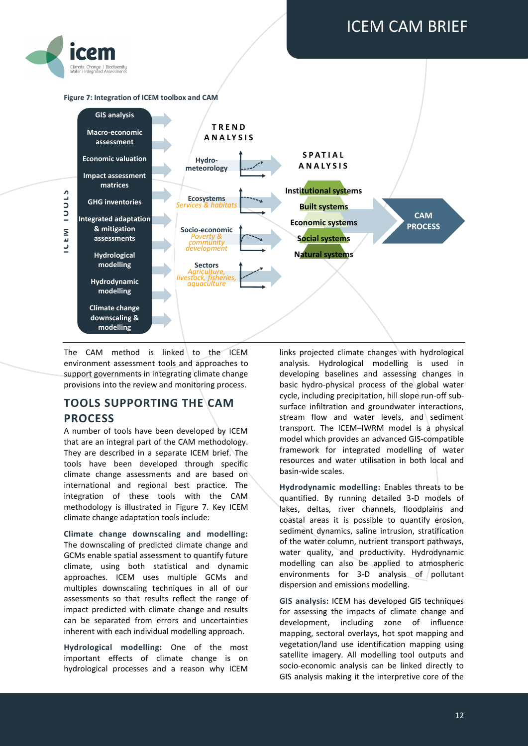**Figure 7: Integration of ICEM toolbox and CAM**

ICEM TOOLS

- GIS analysis
- Macro-economic assessment
- Economic valuation
- Impact assessment matrices
- GHG inventories
- Integrated adaptation & mitigation assessments
- Hydrological modelling
- Hydrodynamic modelling
- Climate change downscaling & modelling

TREND ANALYSIS

- Hydro-meteorology
- Ecosystems — *Services & habitats*
- Socio-economic — *Poverty & community development*
- Sectors — *Agriculture, livestock, fisheries, aquaculture*

SPATIAL ANALYSIS

- Institutional systems
- Built systems
- Economic systems
- Social systems
- Natural systems

CAM PROCESS

The CAM method is linked to the ICEM environment assessment tools and approaches to support governments in integrating climate change provisions into the review and monitoring process.

## TOOLS SUPPORTING THE CAM PROCESS

A number of tools have been developed by ICEM that are an integral part of the CAM methodology. They are described in a separate ICEM brief. The tools have been developed through specific climate change assessments and are based on international and regional best practice. The integration of these tools with the CAM methodology is illustrated in Figure 7. Key ICEM climate change adaptation tools include:

**Climate change downscaling and modelling:** The downscaling of predicted climate change and GCMs enable spatial assessment to quantify future climate, using both statistical and dynamic approaches. ICEM uses multiple GCMs and multiples downscaling techniques in all of our assessments so that results reflect the range of impact predicted with climate change and results can be separated from errors and uncertainties inherent with each individual modelling approach.

**Hydrological modelling:** One of the most important effects of climate change is on hydrological processes and a reason why ICEM links projected climate changes with hydrological analysis. Hydrological modelling is used in developing baselines and assessing changes in basic hydro-physical process of the global water cycle, including precipitation, hill slope run-off sub-surface infiltration and groundwater interactions, stream flow and water levels, and sediment transport. The ICEM–IWRM model is a physical model which provides an advanced GIS-compatible framework for integrated modelling of water resources and water utilisation in both local and basin-wide scales.

**Hydrodynamic modelling:** Enables threats to be quantified. By running detailed 3-D models of lakes, deltas, river channels, floodplains and coastal areas it is possible to quantify erosion, sediment dynamics, saline intrusion, stratification of the water column, nutrient transport pathways, water quality, and productivity. Hydrodynamic modelling can also be applied to atmospheric environments for 3-D analysis of pollutant dispersion and emissions modelling.

**GIS analysis:** ICEM has developed GIS techniques for assessing the impacts of climate change and development, including zone of influence mapping, sectoral overlays, hot spot mapping and vegetation/land use identification mapping using satellite imagery. All modelling tool outputs and socio-economic analysis can be linked directly to GIS analysis making it the interpretive core of the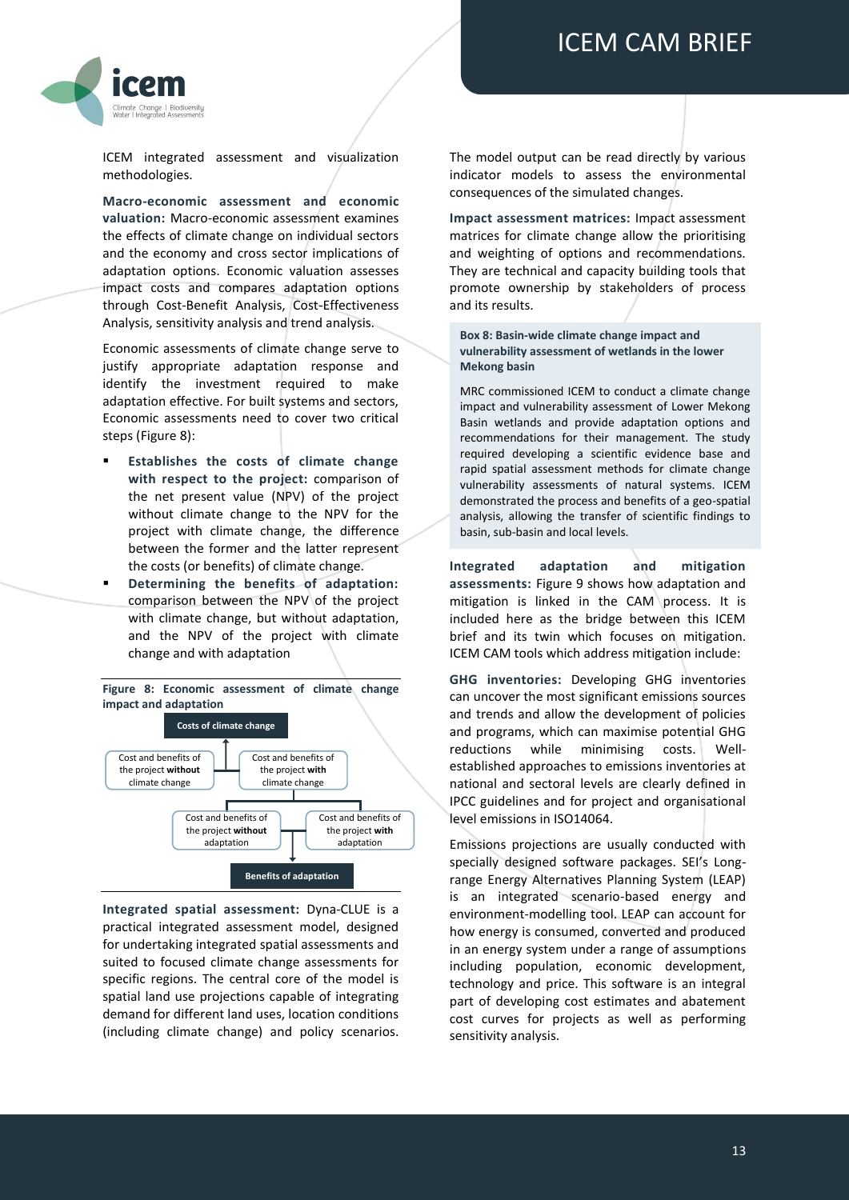ICEM integrated assessment and visualization methodologies.

**Macro-economic assessment and economic valuation:** Macro-economic assessment examines the effects of climate change on individual sectors and the economy and cross sector implications of adaptation options. Economic valuation assesses impact costs and compares adaptation options through Cost-Benefit Analysis, Cost-Effectiveness Analysis, sensitivity analysis and trend analysis.

Economic assessments of climate change serve to justify appropriate adaptation response and identify the investment required to make adaptation effective. For built systems and sectors, Economic assessments need to cover two critical steps (Figure 8):

- **Establishes the costs of climate change with respect to the project:** comparison of the net present value (NPV) of the project without climate change to the NPV for the project with climate change, the difference between the former and the latter represent the costs (or benefits) of climate change.
- **Determining the benefits of adaptation:** comparison between the NPV of the project with climate change, but without adaptation, and the NPV of the project with climate change and with adaptation

**Figure 8: Economic assessment of climate change impact and adaptation**

- **Costs of climate change**
  - Cost and benefits of the project **without** climate change
  - Cost and benefits of the project **with** climate change
- **Benefits of adaptation**
  - Cost and benefits of the project **without** adaptation
  - Cost and benefits of the project **with** adaptation

**Integrated spatial assessment:** Dyna-CLUE is a practical integrated assessment model, designed for undertaking integrated spatial assessments and suited to focused climate change assessments for specific regions. The central core of the model is spatial land use projections capable of integrating demand for different land uses, location conditions (including climate change) and policy scenarios. The model output can be read directly by various indicator models to assess the environmental consequences of the simulated changes.

**Impact assessment matrices:** Impact assessment matrices for climate change allow the prioritising and weighting of options and recommendations. They are technical and capacity building tools that promote ownership by stakeholders of process and its results.

> **Box 8: Basin-wide climate change impact and vulnerability assessment of wetlands in the lower Mekong basin**
>
> MRC commissioned ICEM to conduct a climate change impact and vulnerability assessment of Lower Mekong Basin wetlands and provide adaptation options and recommendations for their management. The study required developing a scientific evidence base and rapid spatial assessment methods for climate change vulnerability assessments of natural systems. ICEM demonstrated the process and benefits of a geo-spatial analysis, allowing the transfer of scientific findings to basin, sub-basin and local levels.

**Integrated adaptation and mitigation assessments:** Figure 9 shows how adaptation and mitigation is linked in the CAM process. It is included here as the bridge between this ICEM brief and its twin which focuses on mitigation. ICEM CAM tools which address mitigation include:

**GHG inventories:** Developing GHG inventories can uncover the most significant emissions sources and trends and allow the development of policies and programs, which can maximise potential GHG reductions while minimising costs. Well-established approaches to emissions inventories at national and sectoral levels are clearly defined in IPCC guidelines and for project and organisational level emissions in ISO14064.

Emissions projections are usually conducted with specially designed software packages. SEI's Long-range Energy Alternatives Planning System (LEAP) is an integrated scenario-based energy and environment-modelling tool. LEAP can account for how energy is consumed, converted and produced in an energy system under a range of assumptions including population, economic development, technology and price. This software is an integral part of developing cost estimates and abatement cost curves for projects as well as performing sensitivity analysis.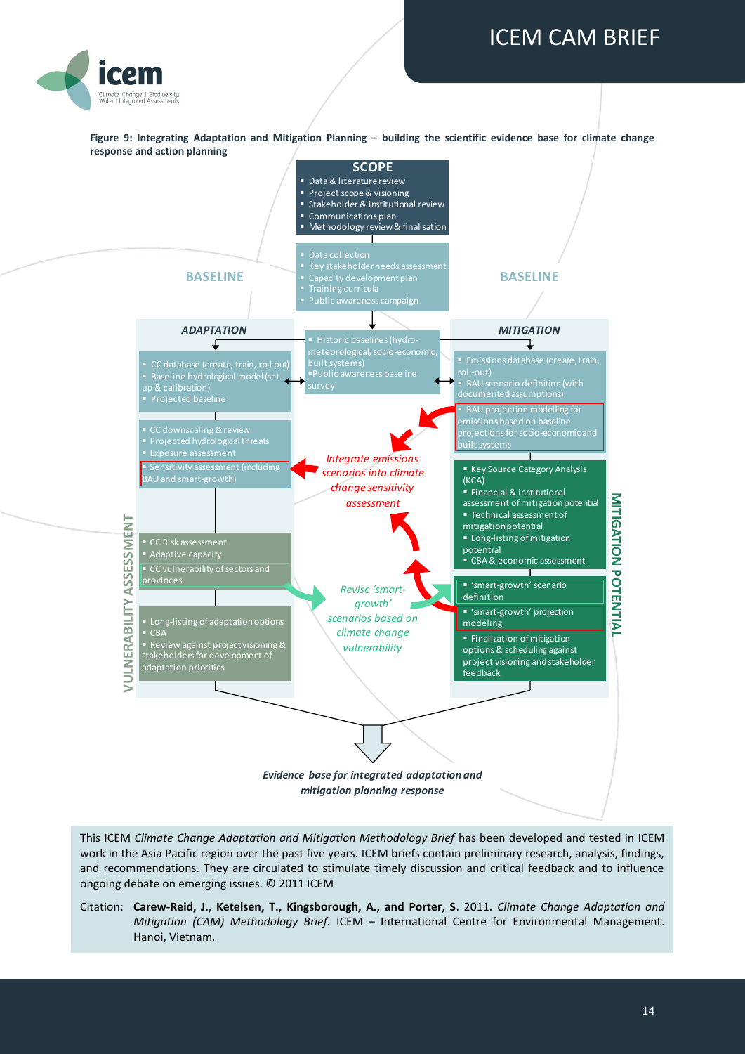**Figure 9: Integrating Adaptation and Mitigation Planning – building the scientific evidence base for climate change response and action planning**

SCOPE
- Data & literature review
- Project scope & visioning
- Stakeholder & institutional review
- Communications plan
- Methodology review & finalisation

- Data collection
- Key stakeholder needs assessment
- Capacity development plan
- Training curricula
- Public awareness campaign

BASELINE

BASELINE

ADAPTATION

- CC database (create, train, roll-out)
- Baseline hydrological model (set-up & calibration)
- Projected baseline

- CC downscaling & review
- Projected hydrological threats
- Exposure assessment
- Sensitivity assessment (including BAU and smart-growth)

- CC Risk assessment
- Adaptive capacity
- CC vulnerability of sectors and provinces

- Long-listing of adaptation options
- CBA
- Review against project visioning & stakeholders for development of adaptation priorities

VULNERABILITY ASSESSMENT

- Historic baselines (hydro-meteorological, socio-economic, built systems)
- Public awareness baseline survey

*Integrate emissions scenarios into climate change sensitivity assessment*

*Revise 'smart-growth' scenarios based on climate change vulnerability*

MITIGATION

- Emissions database (create, train, roll-out)
- BAU scenario definition (with documented assumptions)
- BAU projection modelling for emissions based on baseline projections for socio-economic and built systems

- Key Source Category Analysis (KCA)
- Financial & institutional assessment of mitigation potential
- Technical assessment of mitigation potential
- Long-listing of mitigation potential
- CBA & economic assessment

- 'smart-growth' scenario definition
- 'smart-growth' projection modeling
- Finalization of mitigation options & scheduling against project visioning and stakeholder feedback

MITIGATION POTENTIAL

***Evidence base for integrated adaptation and mitigation planning response***

This ICEM *Climate Change Adaptation and Mitigation Methodology Brief* has been developed and tested in ICEM work in the Asia Pacific region over the past five years. ICEM briefs contain preliminary research, analysis, findings, and recommendations. They are circulated to stimulate timely discussion and critical feedback and to influence ongoing debate on emerging issues. © 2011 ICEM

Citation: **Carew-Reid, J., Ketelsen, T., Kingsborough, A., and Porter, S**. 2011. *Climate Change Adaptation and Mitigation (CAM) Methodology Brief.* ICEM – International Centre for Environmental Management. Hanoi, Vietnam.